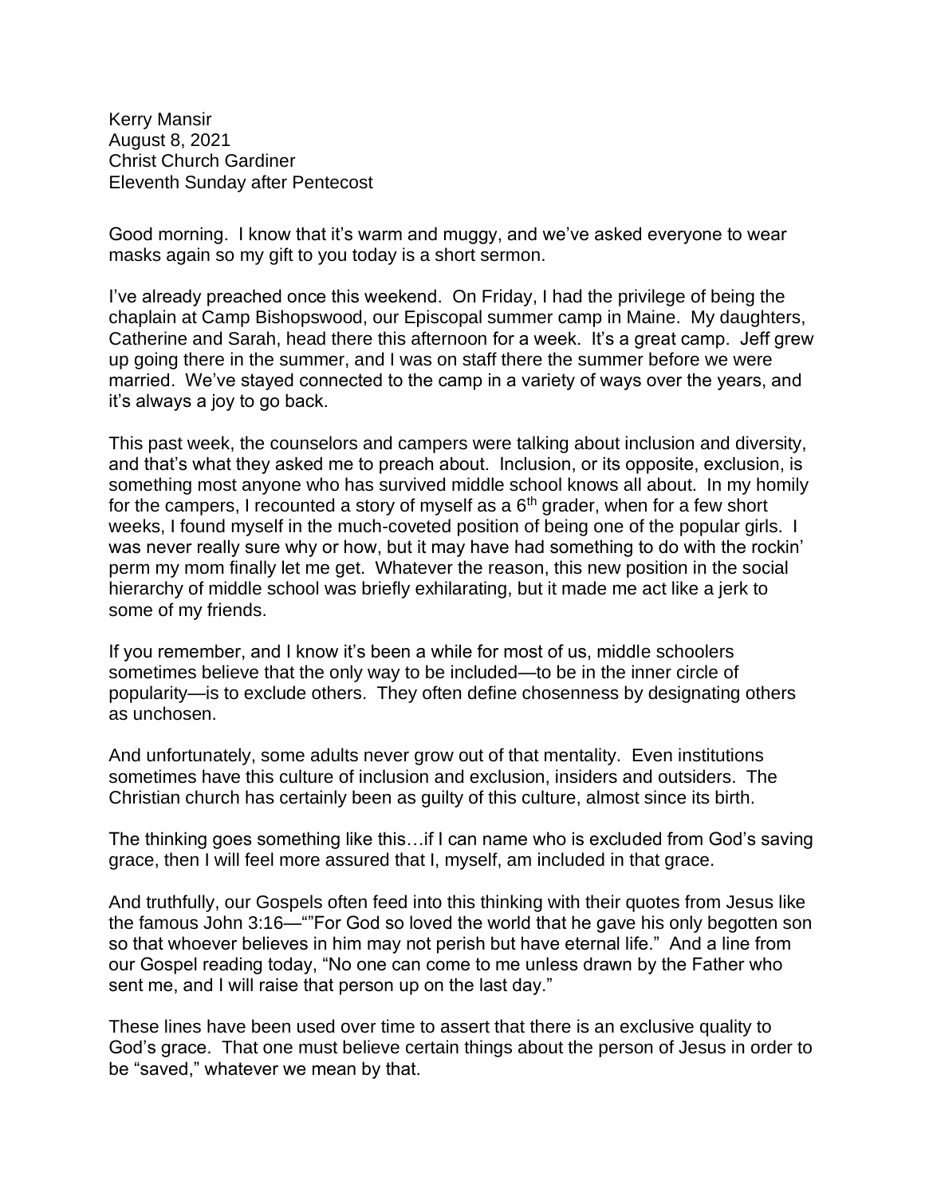Kerry Mansir
August 8, 2021
Christ Church Gardiner
Eleventh Sunday after Pentecost

Good morning. I know that it's warm and muggy, and we've asked everyone to wear masks again so my gift to you today is a short sermon.

I've already preached once this weekend. On Friday, I had the privilege of being the chaplain at Camp Bishopswood, our Episcopal summer camp in Maine. My daughters, Catherine and Sarah, head there this afternoon for a week. It's a great camp. Jeff grew up going there in the summer, and I was on staff there the summer before we were married. We've stayed connected to the camp in a variety of ways over the years, and it's always a joy to go back.

This past week, the counselors and campers were talking about inclusion and diversity, and that's what they asked me to preach about. Inclusion, or its opposite, exclusion, is something most anyone who has survived middle school knows all about. In my homily for the campers, I recounted a story of myself as a 6th grader, when for a few short weeks, I found myself in the much-coveted position of being one of the popular girls. I was never really sure why or how, but it may have had something to do with the rockin' perm my mom finally let me get. Whatever the reason, this new position in the social hierarchy of middle school was briefly exhilarating, but it made me act like a jerk to some of my friends.

If you remember, and I know it's been a while for most of us, middle schoolers sometimes believe that the only way to be included—to be in the inner circle of popularity—is to exclude others. They often define chosenness by designating others as unchosen.

And unfortunately, some adults never grow out of that mentality. Even institutions sometimes have this culture of inclusion and exclusion, insiders and outsiders. The Christian church has certainly been as guilty of this culture, almost since its birth.

The thinking goes something like this…if I can name who is excluded from God's saving grace, then I will feel more assured that I, myself, am included in that grace.

And truthfully, our Gospels often feed into this thinking with their quotes from Jesus like the famous John 3:16—""For God so loved the world that he gave his only begotten son so that whoever believes in him may not perish but have eternal life." And a line from our Gospel reading today, "No one can come to me unless drawn by the Father who sent me, and I will raise that person up on the last day."

These lines have been used over time to assert that there is an exclusive quality to God's grace. That one must believe certain things about the person of Jesus in order to be "saved," whatever we mean by that.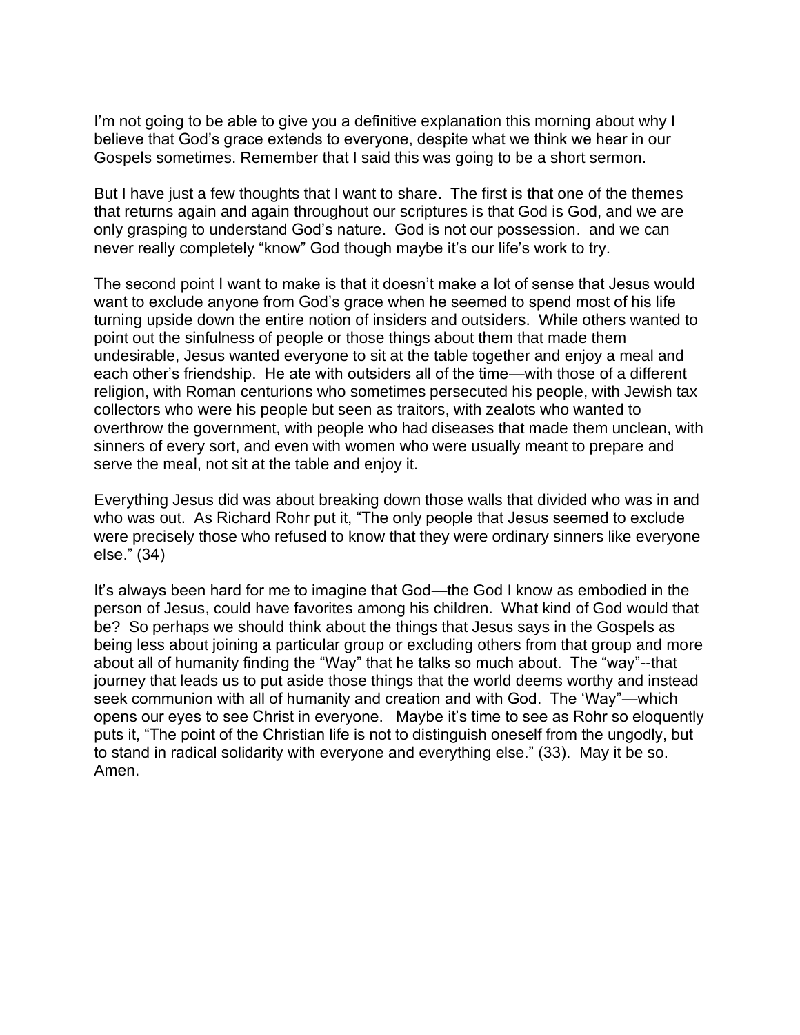I'm not going to be able to give you a definitive explanation this morning about why I believe that God's grace extends to everyone, despite what we think we hear in our Gospels sometimes. Remember that I said this was going to be a short sermon.

But I have just a few thoughts that I want to share. The first is that one of the themes that returns again and again throughout our scriptures is that God is God, and we are only grasping to understand God's nature. God is not our possession. and we can never really completely "know" God though maybe it's our life's work to try.

The second point I want to make is that it doesn't make a lot of sense that Jesus would want to exclude anyone from God's grace when he seemed to spend most of his life turning upside down the entire notion of insiders and outsiders. While others wanted to point out the sinfulness of people or those things about them that made them undesirable, Jesus wanted everyone to sit at the table together and enjoy a meal and each other's friendship. He ate with outsiders all of the time—with those of a different religion, with Roman centurions who sometimes persecuted his people, with Jewish tax collectors who were his people but seen as traitors, with zealots who wanted to overthrow the government, with people who had diseases that made them unclean, with sinners of every sort, and even with women who were usually meant to prepare and serve the meal, not sit at the table and enjoy it.

Everything Jesus did was about breaking down those walls that divided who was in and who was out. As Richard Rohr put it, "The only people that Jesus seemed to exclude were precisely those who refused to know that they were ordinary sinners like everyone else." (34)

It's always been hard for me to imagine that God—the God I know as embodied in the person of Jesus, could have favorites among his children. What kind of God would that be? So perhaps we should think about the things that Jesus says in the Gospels as being less about joining a particular group or excluding others from that group and more about all of humanity finding the "Way" that he talks so much about. The "way"--that journey that leads us to put aside those things that the world deems worthy and instead seek communion with all of humanity and creation and with God. The 'Way"—which opens our eyes to see Christ in everyone. Maybe it's time to see as Rohr so eloquently puts it, "The point of the Christian life is not to distinguish oneself from the ungodly, but to stand in radical solidarity with everyone and everything else." (33). May it be so. Amen.